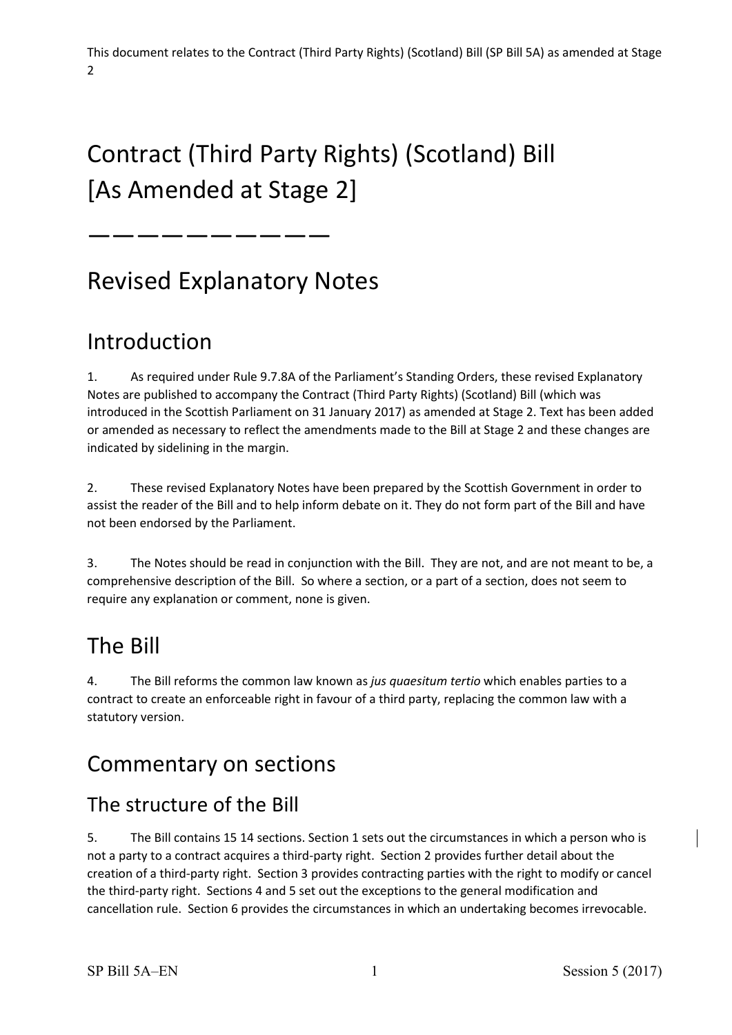This document relates to the Contract (Third Party Rights) (Scotland) Bill (SP Bill 5A) as amended at Stage 2

# Contract (Third Party Rights) (Scotland) Bill [As Amended at Stage 2]

——————————

# Revised Explanatory Notes

## Introduction

1. As required under Rule 9.7.8A of the Parliament's Standing Orders, these revised Explanatory Notes are published to accompany the Contract (Third Party Rights) (Scotland) Bill (which was introduced in the Scottish Parliament on 31 January 2017) as amended at Stage 2. Text has been added or amended as necessary to reflect the amendments made to the Bill at Stage 2 and these changes are indicated by sidelining in the margin.

2. These revised Explanatory Notes have been prepared by the Scottish Government in order to assist the reader of the Bill and to help inform debate on it. They do not form part of the Bill and have not been endorsed by the Parliament.

3. The Notes should be read in conjunction with the Bill. They are not, and are not meant to be, a comprehensive description of the Bill. So where a section, or a part of a section, does not seem to require any explanation or comment, none is given.

## The Bill

4. The Bill reforms the common law known as *jus quaesitum tertio* which enables parties to a contract to create an enforceable right in favour of a third party, replacing the common law with a statutory version.

## Commentary on sections

### The structure of the Bill

5. The Bill contains 15 14 sections. Section 1 sets out the circumstances in which a person who is not a party to a contract acquires a third-party right. Section 2 provides further detail about the creation of a third-party right. Section 3 provides contracting parties with the right to modify or cancel the third-party right. Sections 4 and 5 set out the exceptions to the general modification and cancellation rule. Section 6 provides the circumstances in which an undertaking becomes irrevocable.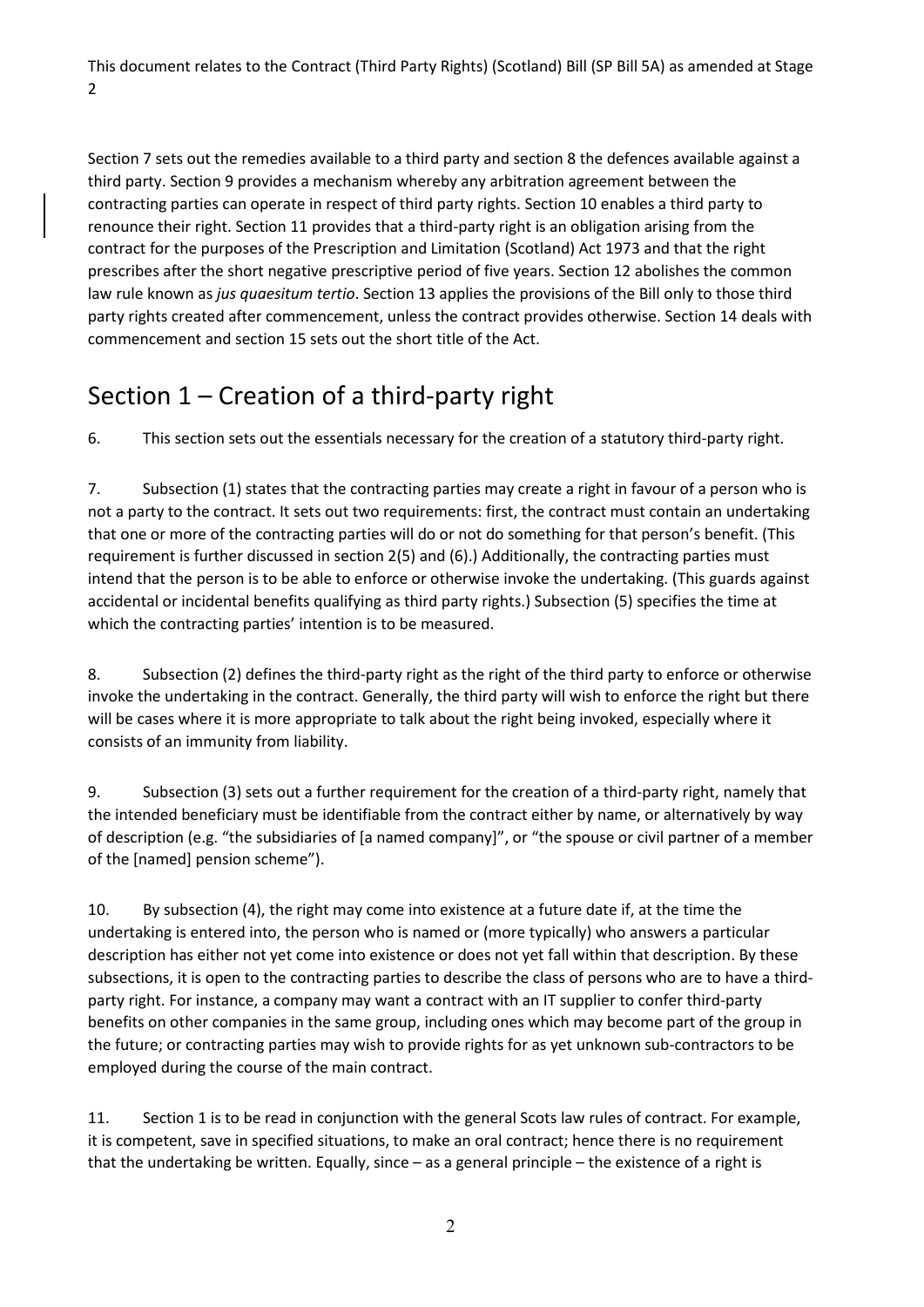Section 7 sets out the remedies available to a third party and section 8 the defences available against a third party. Section 9 provides a mechanism whereby any arbitration agreement between the contracting parties can operate in respect of third party rights. Section 10 enables a third party to renounce their right. Section 11 provides that a third-party right is an obligation arising from the contract for the purposes of the Prescription and Limitation (Scotland) Act 1973 and that the right prescribes after the short negative prescriptive period of five years. Section 12 abolishes the common law rule known as *jus quaesitum tertio*. Section 13 applies the provisions of the Bill only to those third party rights created after commencement, unless the contract provides otherwise. Section 14 deals with commencement and section 15 sets out the short title of the Act.

## Section 1 – Creation of a third-party right

6. This section sets out the essentials necessary for the creation of a statutory third-party right.

7. Subsection (1) states that the contracting parties may create a right in favour of a person who is not a party to the contract. It sets out two requirements: first, the contract must contain an undertaking that one or more of the contracting parties will do or not do something for that person's benefit. (This requirement is further discussed in section 2(5) and (6).) Additionally, the contracting parties must intend that the person is to be able to enforce or otherwise invoke the undertaking. (This guards against accidental or incidental benefits qualifying as third party rights.) Subsection (5) specifies the time at which the contracting parties' intention is to be measured.

8. Subsection (2) defines the third-party right as the right of the third party to enforce or otherwise invoke the undertaking in the contract. Generally, the third party will wish to enforce the right but there will be cases where it is more appropriate to talk about the right being invoked, especially where it consists of an immunity from liability.

9. Subsection (3) sets out a further requirement for the creation of a third-party right, namely that the intended beneficiary must be identifiable from the contract either by name, or alternatively by way of description (e.g. "the subsidiaries of [a named company]", or "the spouse or civil partner of a member of the [named] pension scheme").

10. By subsection (4), the right may come into existence at a future date if, at the time the undertaking is entered into, the person who is named or (more typically) who answers a particular description has either not yet come into existence or does not yet fall within that description. By these subsections, it is open to the contracting parties to describe the class of persons who are to have a third-party right. For instance, a company may want a contract with an IT supplier to confer third-party benefits on other companies in the same group, including ones which may become part of the group in the future; or contracting parties may wish to provide rights for as yet unknown sub-contractors to be employed during the course of the main contract.

11. Section 1 is to be read in conjunction with the general Scots law rules of contract. For example, it is competent, save in specified situations, to make an oral contract; hence there is no requirement that the undertaking be written. Equally, since – as a general principle – the existence of a right is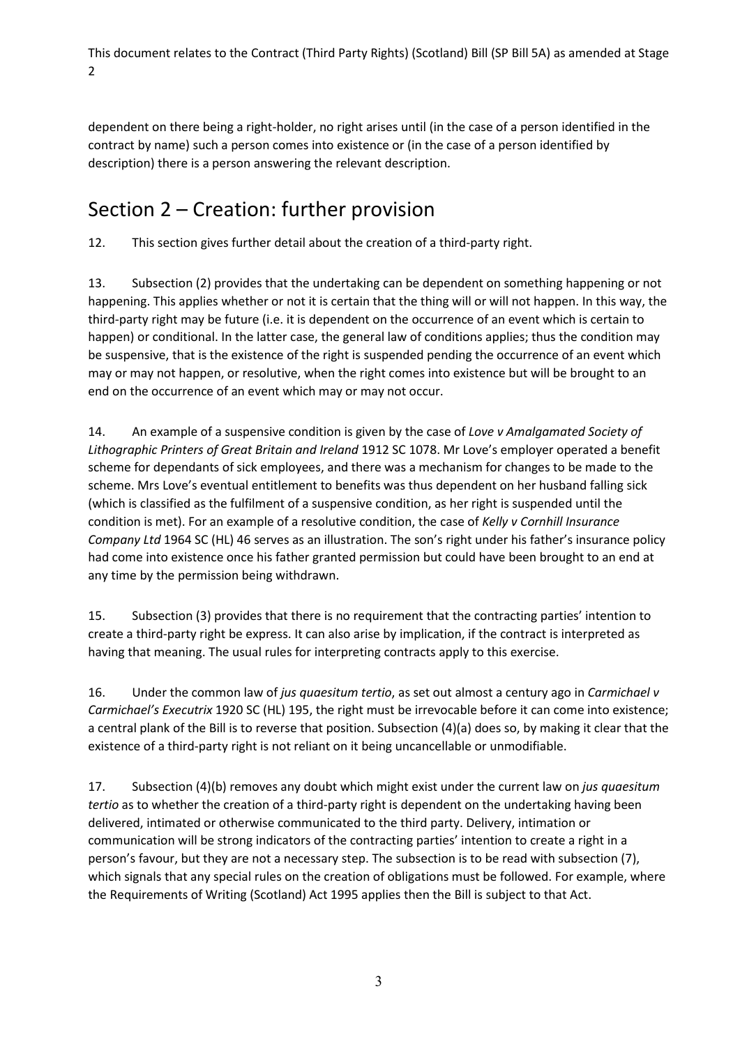dependent on there being a right-holder, no right arises until (in the case of a person identified in the contract by name) such a person comes into existence or (in the case of a person identified by description) there is a person answering the relevant description.

## Section 2 – Creation: further provision

12. This section gives further detail about the creation of a third-party right.

13. Subsection (2) provides that the undertaking can be dependent on something happening or not happening. This applies whether or not it is certain that the thing will or will not happen. In this way, the third-party right may be future (i.e. it is dependent on the occurrence of an event which is certain to happen) or conditional. In the latter case, the general law of conditions applies; thus the condition may be suspensive, that is the existence of the right is suspended pending the occurrence of an event which may or may not happen, or resolutive, when the right comes into existence but will be brought to an end on the occurrence of an event which may or may not occur.

14. An example of a suspensive condition is given by the case of *Love v Amalgamated Society of Lithographic Printers of Great Britain and Ireland* 1912 SC 1078. Mr Love's employer operated a benefit scheme for dependants of sick employees, and there was a mechanism for changes to be made to the scheme. Mrs Love's eventual entitlement to benefits was thus dependent on her husband falling sick (which is classified as the fulfilment of a suspensive condition, as her right is suspended until the condition is met). For an example of a resolutive condition, the case of *Kelly v Cornhill Insurance Company Ltd* 1964 SC (HL) 46 serves as an illustration. The son's right under his father's insurance policy had come into existence once his father granted permission but could have been brought to an end at any time by the permission being withdrawn.

15. Subsection (3) provides that there is no requirement that the contracting parties' intention to create a third-party right be express. It can also arise by implication, if the contract is interpreted as having that meaning. The usual rules for interpreting contracts apply to this exercise.

16. Under the common law of *jus quaesitum tertio*, as set out almost a century ago in *Carmichael v Carmichael's Executrix* 1920 SC (HL) 195, the right must be irrevocable before it can come into existence; a central plank of the Bill is to reverse that position. Subsection (4)(a) does so, by making it clear that the existence of a third-party right is not reliant on it being uncancellable or unmodifiable.

17. Subsection (4)(b) removes any doubt which might exist under the current law on *jus quaesitum tertio* as to whether the creation of a third-party right is dependent on the undertaking having been delivered, intimated or otherwise communicated to the third party. Delivery, intimation or communication will be strong indicators of the contracting parties' intention to create a right in a person's favour, but they are not a necessary step. The subsection is to be read with subsection (7), which signals that any special rules on the creation of obligations must be followed. For example, where the Requirements of Writing (Scotland) Act 1995 applies then the Bill is subject to that Act.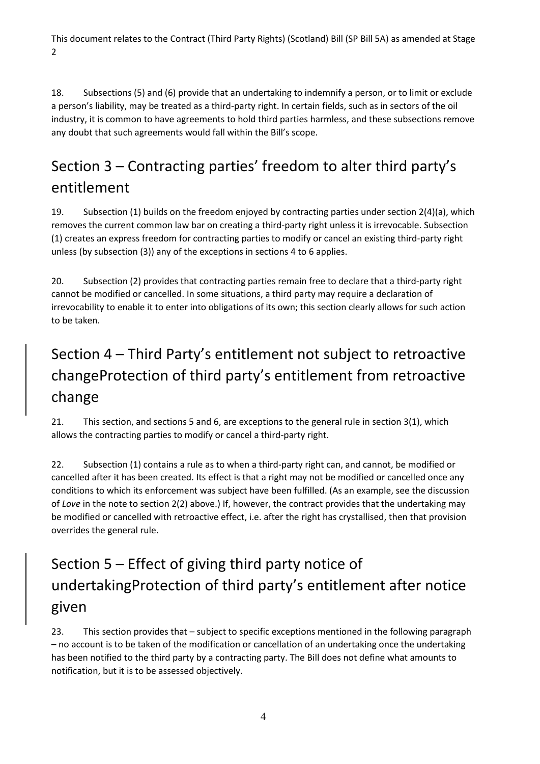18. Subsections (5) and (6) provide that an undertaking to indemnify a person, or to limit or exclude a person's liability, may be treated as a third-party right. In certain fields, such as in sectors of the oil industry, it is common to have agreements to hold third parties harmless, and these subsections remove any doubt that such agreements would fall within the Bill's scope.

## Section 3 – Contracting parties' freedom to alter third party's entitlement

19. Subsection (1) builds on the freedom enjoyed by contracting parties under section 2(4)(a), which removes the current common law bar on creating a third-party right unless it is irrevocable. Subsection (1) creates an express freedom for contracting parties to modify or cancel an existing third-party right unless (by subsection (3)) any of the exceptions in sections 4 to 6 applies.

20. Subsection (2) provides that contracting parties remain free to declare that a third-party right cannot be modified or cancelled. In some situations, a third party may require a declaration of irrevocability to enable it to enter into obligations of its own; this section clearly allows for such action to be taken.

## Section 4 – Third Party's entitlement not subject to retroactive changeProtection of third party's entitlement from retroactive change

21. This section, and sections 5 and 6, are exceptions to the general rule in section 3(1), which allows the contracting parties to modify or cancel a third-party right.

22. Subsection (1) contains a rule as to when a third-party right can, and cannot, be modified or cancelled after it has been created. Its effect is that a right may not be modified or cancelled once any conditions to which its enforcement was subject have been fulfilled. (As an example, see the discussion of *Love* in the note to section 2(2) above.) If, however, the contract provides that the undertaking may be modified or cancelled with retroactive effect, i.e. after the right has crystallised, then that provision overrides the general rule.

## Section 5 – Effect of giving third party notice of undertakingProtection of third party's entitlement after notice given

23. This section provides that – subject to specific exceptions mentioned in the following paragraph – no account is to be taken of the modification or cancellation of an undertaking once the undertaking has been notified to the third party by a contracting party. The Bill does not define what amounts to notification, but it is to be assessed objectively.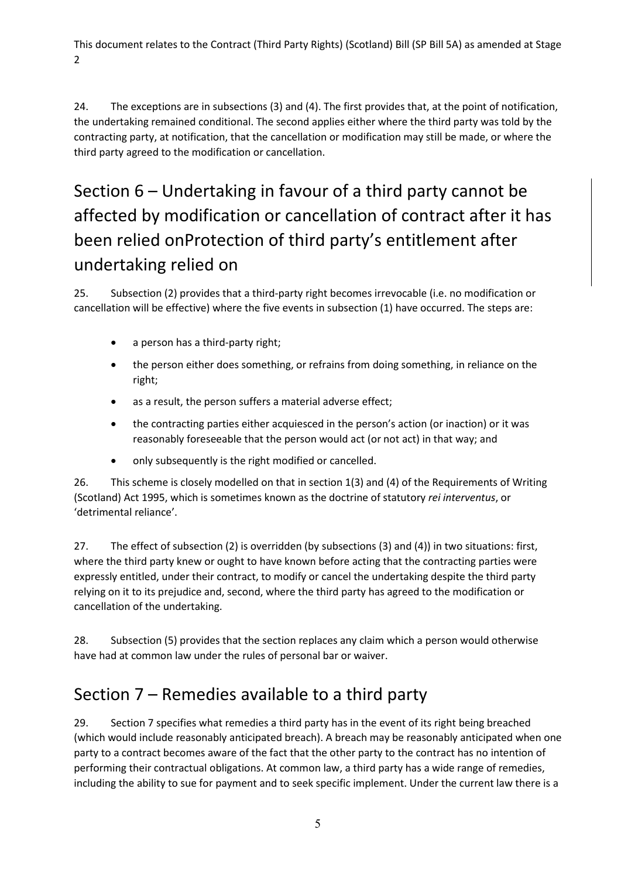24. The exceptions are in subsections (3) and (4). The first provides that, at the point of notification, the undertaking remained conditional. The second applies either where the third party was told by the contracting party, at notification, that the cancellation or modification may still be made, or where the third party agreed to the modification or cancellation.

## Section 6 – Undertaking in favour of a third party cannot be affected by modification or cancellation of contract after it has been relied onProtection of third party's entitlement after undertaking relied on

25. Subsection (2) provides that a third-party right becomes irrevocable (i.e. no modification or cancellation will be effective) where the five events in subsection (1) have occurred. The steps are:

- a person has a third-party right;
- the person either does something, or refrains from doing something, in reliance on the right;
- as a result, the person suffers a material adverse effect;
- the contracting parties either acquiesced in the person's action (or inaction) or it was reasonably foreseeable that the person would act (or not act) in that way; and
- only subsequently is the right modified or cancelled.

26. This scheme is closely modelled on that in section 1(3) and (4) of the Requirements of Writing (Scotland) Act 1995, which is sometimes known as the doctrine of statutory *rei interventus*, or 'detrimental reliance'.

27. The effect of subsection (2) is overridden (by subsections (3) and (4)) in two situations: first, where the third party knew or ought to have known before acting that the contracting parties were expressly entitled, under their contract, to modify or cancel the undertaking despite the third party relying on it to its prejudice and, second, where the third party has agreed to the modification or cancellation of the undertaking.

28. Subsection (5) provides that the section replaces any claim which a person would otherwise have had at common law under the rules of personal bar or waiver.

## Section 7 – Remedies available to a third party

29. Section 7 specifies what remedies a third party has in the event of its right being breached (which would include reasonably anticipated breach). A breach may be reasonably anticipated when one party to a contract becomes aware of the fact that the other party to the contract has no intention of performing their contractual obligations. At common law, a third party has a wide range of remedies, including the ability to sue for payment and to seek specific implement. Under the current law there is a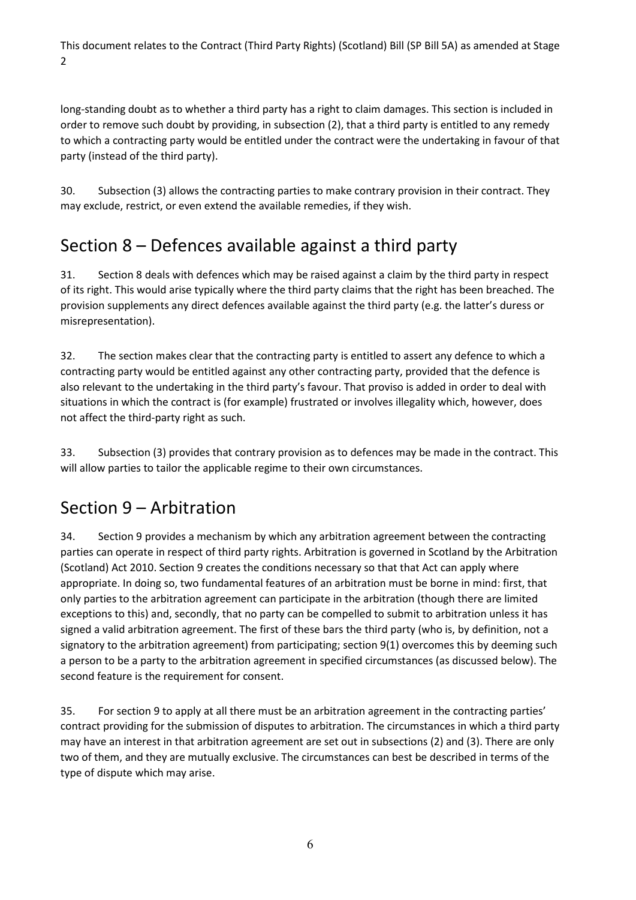long-standing doubt as to whether a third party has a right to claim damages. This section is included in order to remove such doubt by providing, in subsection (2), that a third party is entitled to any remedy to which a contracting party would be entitled under the contract were the undertaking in favour of that party (instead of the third party).

30. Subsection (3) allows the contracting parties to make contrary provision in their contract. They may exclude, restrict, or even extend the available remedies, if they wish.

## Section 8 – Defences available against a third party

31. Section 8 deals with defences which may be raised against a claim by the third party in respect of its right. This would arise typically where the third party claims that the right has been breached. The provision supplements any direct defences available against the third party (e.g. the latter's duress or misrepresentation).

32. The section makes clear that the contracting party is entitled to assert any defence to which a contracting party would be entitled against any other contracting party, provided that the defence is also relevant to the undertaking in the third party's favour. That proviso is added in order to deal with situations in which the contract is (for example) frustrated or involves illegality which, however, does not affect the third-party right as such.

33. Subsection (3) provides that contrary provision as to defences may be made in the contract. This will allow parties to tailor the applicable regime to their own circumstances.

## Section 9 – Arbitration

34. Section 9 provides a mechanism by which any arbitration agreement between the contracting parties can operate in respect of third party rights. Arbitration is governed in Scotland by the Arbitration (Scotland) Act 2010. Section 9 creates the conditions necessary so that that Act can apply where appropriate. In doing so, two fundamental features of an arbitration must be borne in mind: first, that only parties to the arbitration agreement can participate in the arbitration (though there are limited exceptions to this) and, secondly, that no party can be compelled to submit to arbitration unless it has signed a valid arbitration agreement. The first of these bars the third party (who is, by definition, not a signatory to the arbitration agreement) from participating; section 9(1) overcomes this by deeming such a person to be a party to the arbitration agreement in specified circumstances (as discussed below). The second feature is the requirement for consent.

35. For section 9 to apply at all there must be an arbitration agreement in the contracting parties' contract providing for the submission of disputes to arbitration. The circumstances in which a third party may have an interest in that arbitration agreement are set out in subsections (2) and (3). There are only two of them, and they are mutually exclusive. The circumstances can best be described in terms of the type of dispute which may arise.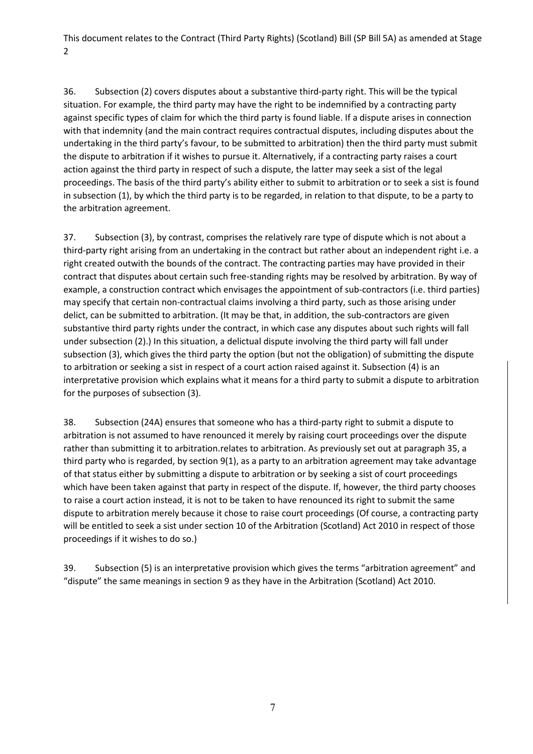36. Subsection (2) covers disputes about a substantive third-party right. This will be the typical situation. For example, the third party may have the right to be indemnified by a contracting party against specific types of claim for which the third party is found liable. If a dispute arises in connection with that indemnity (and the main contract requires contractual disputes, including disputes about the undertaking in the third party's favour, to be submitted to arbitration) then the third party must submit the dispute to arbitration if it wishes to pursue it. Alternatively, if a contracting party raises a court action against the third party in respect of such a dispute, the latter may seek a sist of the legal proceedings. The basis of the third party's ability either to submit to arbitration or to seek a sist is found in subsection (1), by which the third party is to be regarded, in relation to that dispute, to be a party to the arbitration agreement.

37. Subsection (3), by contrast, comprises the relatively rare type of dispute which is not about a third-party right arising from an undertaking in the contract but rather about an independent right i.e. a right created outwith the bounds of the contract. The contracting parties may have provided in their contract that disputes about certain such free-standing rights may be resolved by arbitration. By way of example, a construction contract which envisages the appointment of sub-contractors (i.e. third parties) may specify that certain non-contractual claims involving a third party, such as those arising under delict, can be submitted to arbitration. (It may be that, in addition, the sub-contractors are given substantive third party rights under the contract, in which case any disputes about such rights will fall under subsection (2).) In this situation, a delictual dispute involving the third party will fall under subsection (3), which gives the third party the option (but not the obligation) of submitting the dispute to arbitration or seeking a sist in respect of a court action raised against it. Subsection (4) is an interpretative provision which explains what it means for a third party to submit a dispute to arbitration for the purposes of subsection (3).

38. Subsection (24A) ensures that someone who has a third-party right to submit a dispute to arbitration is not assumed to have renounced it merely by raising court proceedings over the dispute rather than submitting it to arbitration.relates to arbitration. As previously set out at paragraph 35, a third party who is regarded, by section 9(1), as a party to an arbitration agreement may take advantage of that status either by submitting a dispute to arbitration or by seeking a sist of court proceedings which have been taken against that party in respect of the dispute. If, however, the third party chooses to raise a court action instead, it is not to be taken to have renounced its right to submit the same dispute to arbitration merely because it chose to raise court proceedings (Of course, a contracting party will be entitled to seek a sist under section 10 of the Arbitration (Scotland) Act 2010 in respect of those proceedings if it wishes to do so.)

39. Subsection (5) is an interpretative provision which gives the terms "arbitration agreement" and "dispute" the same meanings in section 9 as they have in the Arbitration (Scotland) Act 2010.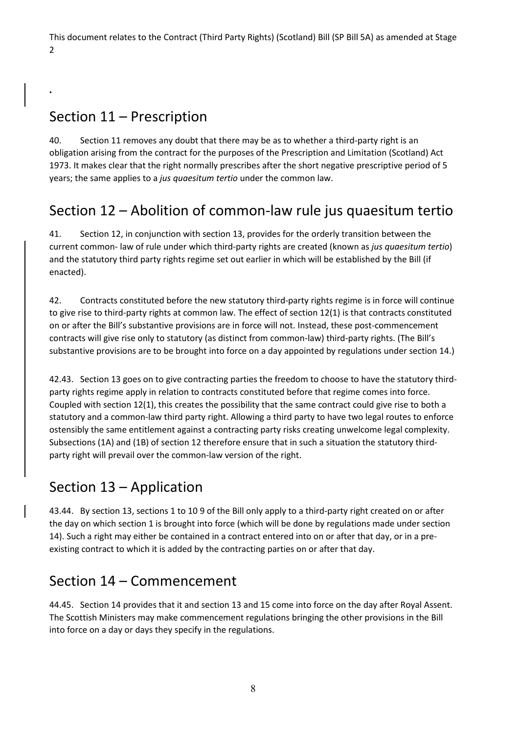This document relates to the Contract (Third Party Rights) (Scotland) Bill (SP Bill 5A) as amended at Stage 2

.

## Section 11 – Prescription

40. Section 11 removes any doubt that there may be as to whether a third-party right is an obligation arising from the contract for the purposes of the Prescription and Limitation (Scotland) Act 1973. It makes clear that the right normally prescribes after the short negative prescriptive period of 5 years; the same applies to a *jus quaesitum tertio* under the common law.

## Section 12 – Abolition of common-law rule jus quaesitum tertio

41. Section 12, in conjunction with section 13, provides for the orderly transition between the current common- law of rule under which third-party rights are created (known as *jus quaesitum tertio*) and the statutory third party rights regime set out earlier in which will be established by the Bill (if enacted).

42. Contracts constituted before the new statutory third-party rights regime is in force will continue to give rise to third-party rights at common law. The effect of section 12(1) is that contracts constituted on or after the Bill's substantive provisions are in force will not. Instead, these post-commencement contracts will give rise only to statutory (as distinct from common-law) third-party rights. (The Bill's substantive provisions are to be brought into force on a day appointed by regulations under section 14.)

42.43. Section 13 goes on to give contracting parties the freedom to choose to have the statutory third-party rights regime apply in relation to contracts constituted before that regime comes into force. Coupled with section 12(1), this creates the possibility that the same contract could give rise to both a statutory and a common-law third party right. Allowing a third party to have two legal routes to enforce ostensibly the same entitlement against a contracting party risks creating unwelcome legal complexity. Subsections (1A) and (1B) of section 12 therefore ensure that in such a situation the statutory third-party right will prevail over the common-law version of the right.

## Section 13 – Application

43.44. By section 13, sections 1 to 10 9 of the Bill only apply to a third-party right created on or after the day on which section 1 is brought into force (which will be done by regulations made under section 14). Such a right may either be contained in a contract entered into on or after that day, or in a pre-existing contract to which it is added by the contracting parties on or after that day.

## Section 14 – Commencement

44.45. Section 14 provides that it and section 13 and 15 come into force on the day after Royal Assent. The Scottish Ministers may make commencement regulations bringing the other provisions in the Bill into force on a day or days they specify in the regulations.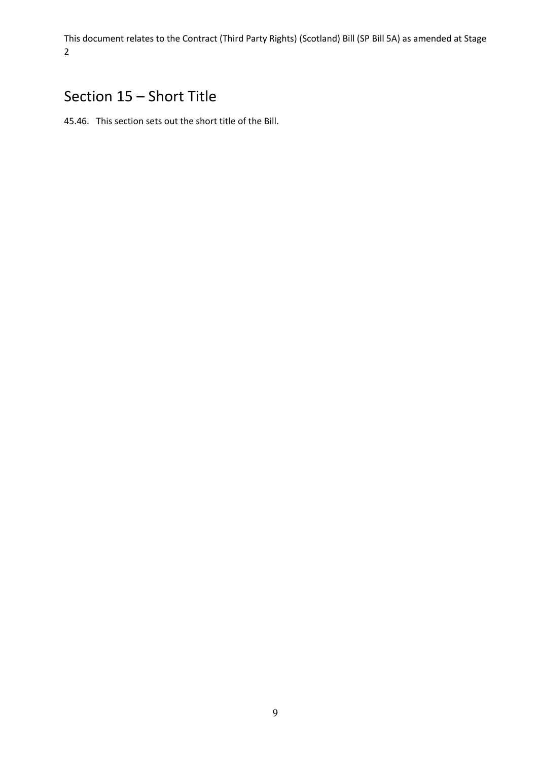## Section 15 – Short Title

45.46. This section sets out the short title of the Bill.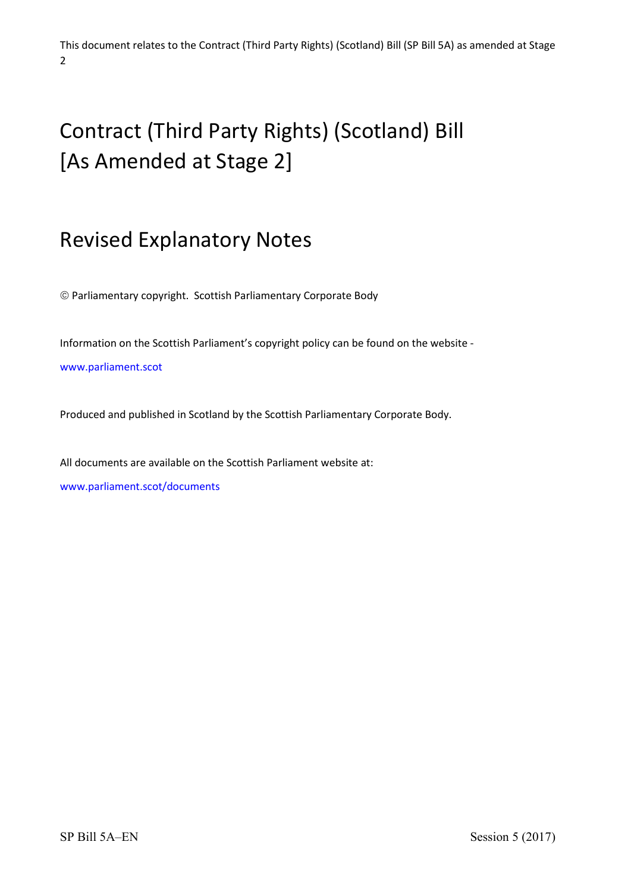This document relates to the Contract (Third Party Rights) (Scotland) Bill (SP Bill 5A) as amended at Stage 2

# Contract (Third Party Rights) (Scotland) Bill [As Amended at Stage 2]

## Revised Explanatory Notes

© Parliamentary copyright. Scottish Parliamentary Corporate Body

Information on the Scottish Parliament's copyright policy can be found on the website -

www.parliament.scot

Produced and published in Scotland by the Scottish Parliamentary Corporate Body.

All documents are available on the Scottish Parliament website at:

www.parliament.scot/documents

SP Bill 5A–EN Session 5 (2017)